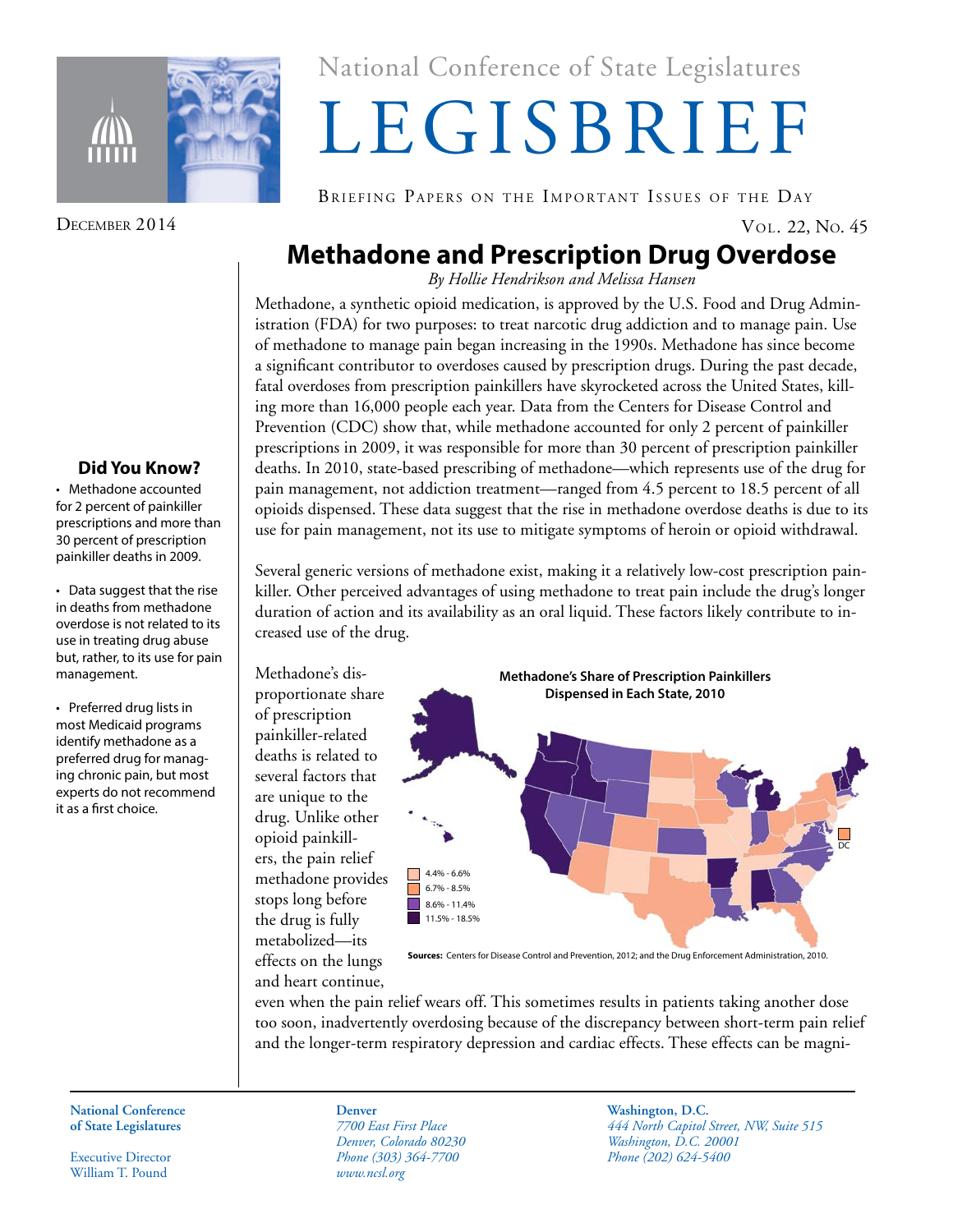National Conference of State Legislatures

# LEGISBRIEF

BRIEFING PAPERS ON THE IMPORTANT ISSUES OF THE DAY

DECEMBER 2014

VOL. 22, NO. 45

## Methadone and Prescription Drug Overdose

*By Hollie Hendrikson and Melissa Hansen*

### Did You Know?

- Methadone accounted for 2 percent of painkiller prescriptions and more than 30 percent of prescription painkiller deaths in 2009.
- Data suggest that the rise in deaths from methadone overdose is not related to its use in treating drug abuse but, rather, to its use for pain management.
- Preferred drug lists in most Medicaid programs identify methadone as a preferred drug for managing chronic pain, but most experts do not recommend it as a first choice.

Methadone, a synthetic opioid medication, is approved by the U.S. Food and Drug Administration (FDA) for two purposes: to treat narcotic drug addiction and to manage pain. Use of methadone to manage pain began increasing in the 1990s. Methadone has since become a significant contributor to overdoses caused by prescription drugs. During the past decade, fatal overdoses from prescription painkillers have skyrocketed across the United States, killing more than 16,000 people each year. Data from the Centers for Disease Control and Prevention (CDC) show that, while methadone accounted for only 2 percent of painkiller prescriptions in 2009, it was responsible for more than 30 percent of prescription painkiller deaths. In 2010, state-based prescribing of methadone—which represents use of the drug for pain management, not addiction treatment—ranged from 4.5 percent to 18.5 percent of all opioids dispensed. These data suggest that the rise in methadone overdose deaths is due to its use for pain management, not its use to mitigate symptoms of heroin or opioid withdrawal.

Several generic versions of methadone exist, making it a relatively low-cost prescription painkiller. Other perceived advantages of using methadone to treat pain include the drug's longer duration of action and its availability as an oral liquid. These factors likely contribute to increased use of the drug.

**Methadone's Share of Prescription Painkillers Dispensed in Each State, 2010**

- 4.4% - 6.6%
- 6.7% - 8.5%
- 8.6% - 11.4%
- 11.5% - 18.5%

**Sources:** Centers for Disease Control and Prevention, 2012; and the Drug Enforcement Administration, 2010.

Methadone's disproportionate share of prescription painkiller-related deaths is related to several factors that are unique to the drug. Unlike other opioid painkillers, the pain relief methadone provides stops long before the drug is fully metabolized—its effects on the lungs and heart continue, even when the pain relief wears off. This sometimes results in patients taking another dose too soon, inadvertently overdosing because of the discrepancy between short-term pain relief and the longer-term respiratory depression and cardiac effects. These effects can be magni-

**National Conference of State Legislatures**

Executive Director
William T. Pound

**Denver**
*7700 East First Place*
*Denver, Colorado 80230*
*Phone (303) 364-7700*
*www.ncsl.org*

**Washington, D.C.**
*444 North Capitol Street, NW, Suite 515*
*Washington, D.C. 20001*
*Phone (202) 624-5400*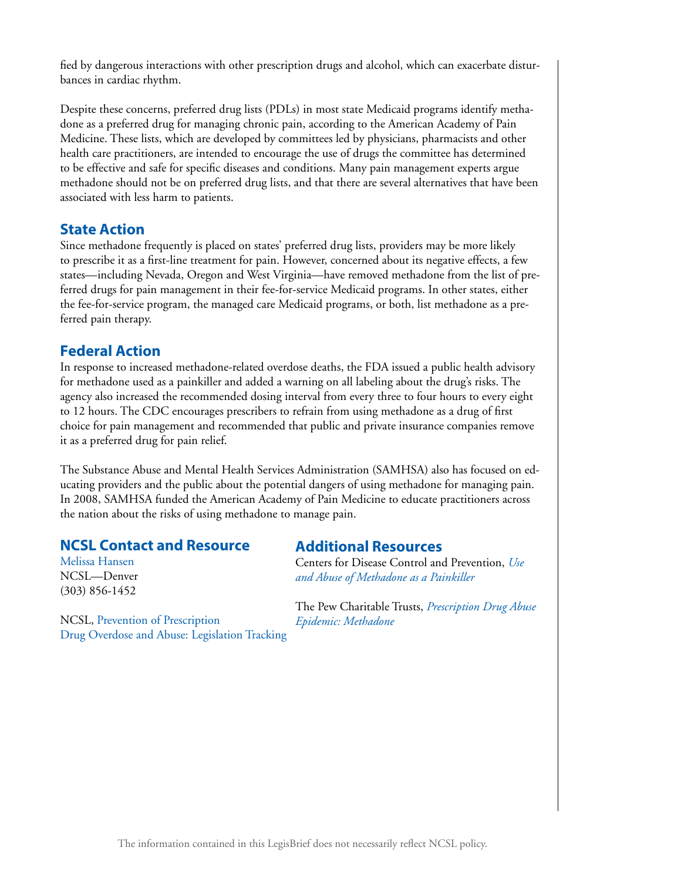fied by dangerous interactions with other prescription drugs and alcohol, which can exacerbate disturbances in cardiac rhythm.

Despite these concerns, preferred drug lists (PDLs) in most state Medicaid programs identify methadone as a preferred drug for managing chronic pain, according to the American Academy of Pain Medicine. These lists, which are developed by committees led by physicians, pharmacists and other health care practitioners, are intended to encourage the use of drugs the committee has determined to be effective and safe for specific diseases and conditions. Many pain management experts argue methadone should not be on preferred drug lists, and that there are several alternatives that have been associated with less harm to patients.

## State Action

Since methadone frequently is placed on states' preferred drug lists, providers may be more likely to prescribe it as a first-line treatment for pain. However, concerned about its negative effects, a few states—including Nevada, Oregon and West Virginia—have removed methadone from the list of preferred drugs for pain management in their fee-for-service Medicaid programs. In other states, either the fee-for-service program, the managed care Medicaid programs, or both, list methadone as a preferred pain therapy.

## Federal Action

In response to increased methadone-related overdose deaths, the FDA issued a public health advisory for methadone used as a painkiller and added a warning on all labeling about the drug's risks. The agency also increased the recommended dosing interval from every three to four hours to every eight to 12 hours. The CDC encourages prescribers to refrain from using methadone as a drug of first choice for pain management and recommended that public and private insurance companies remove it as a preferred drug for pain relief.

The Substance Abuse and Mental Health Services Administration (SAMHSA) also has focused on educating providers and the public about the potential dangers of using methadone for managing pain. In 2008, SAMHSA funded the American Academy of Pain Medicine to educate practitioners across the nation about the risks of using methadone to manage pain.

## NCSL Contact and Resource

Melissa Hansen
NCSL—Denver
(303) 856-1452

NCSL, Prevention of Prescription Drug Overdose and Abuse: Legislation Tracking

## Additional Resources

Centers for Disease Control and Prevention, *Use and Abuse of Methadone as a Painkiller*

The Pew Charitable Trusts, *Prescription Drug Abuse Epidemic: Methadone*

The information contained in this LegisBrief does not necessarily reflect NCSL policy.